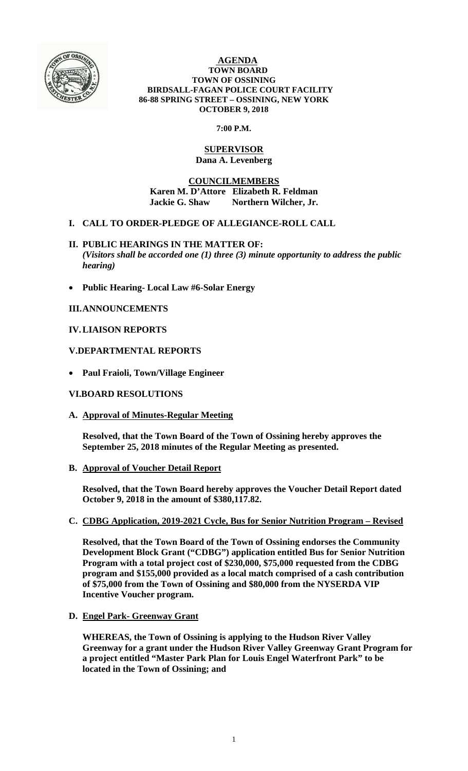# AGENDA

**TOWN BOARD**
**TOWN OF OSSINING**
**BIRDSALL-FAGAN POLICE COURT FACILITY**
**86-88 SPRING STREET – OSSINING, NEW YORK**
**OCTOBER 9, 2018**

**7:00 P.M.**

## SUPERVISOR

**Dana A. Levenberg**

## COUNCILMEMBERS

**Karen M. D'Attore Elizabeth R. Feldman**
**Jackie G. Shaw Northern Wilcher, Jr.**

## I. CALL TO ORDER-PLEDGE OF ALLEGIANCE-ROLL CALL

## II. PUBLIC HEARINGS IN THE MATTER OF:

*(Visitors shall be accorded one (1) three (3) minute opportunity to address the public hearing)*

- **Public Hearing- Local Law #6-Solar Energy**

## III. ANNOUNCEMENTS

## IV. LIAISON REPORTS

## V. DEPARTMENTAL REPORTS

- **Paul Fraioli, Town/Village Engineer**

## VI. BOARD RESOLUTIONS

**A. Approval of Minutes-Regular Meeting**

**Resolved, that the Town Board of the Town of Ossining hereby approves the September 25, 2018 minutes of the Regular Meeting as presented.**

**B. Approval of Voucher Detail Report**

**Resolved, that the Town Board hereby approves the Voucher Detail Report dated October 9, 2018 in the amount of $380,117.82.**

**C. CDBG Application, 2019-2021 Cycle, Bus for Senior Nutrition Program – Revised**

**Resolved, that the Town Board of the Town of Ossining endorses the Community Development Block Grant ("CDBG") application entitled Bus for Senior Nutrition Program with a total project cost of $230,000, $75,000 requested from the CDBG program and $155,000 provided as a local match comprised of a cash contribution of $75,000 from the Town of Ossining and $80,000 from the NYSERDA VIP Incentive Voucher program.**

**D. Engel Park- Greenway Grant**

**WHEREAS, the Town of Ossining is applying to the Hudson River Valley Greenway for a grant under the Hudson River Valley Greenway Grant Program for a project entitled "Master Park Plan for Louis Engel Waterfront Park" to be located in the Town of Ossining; and**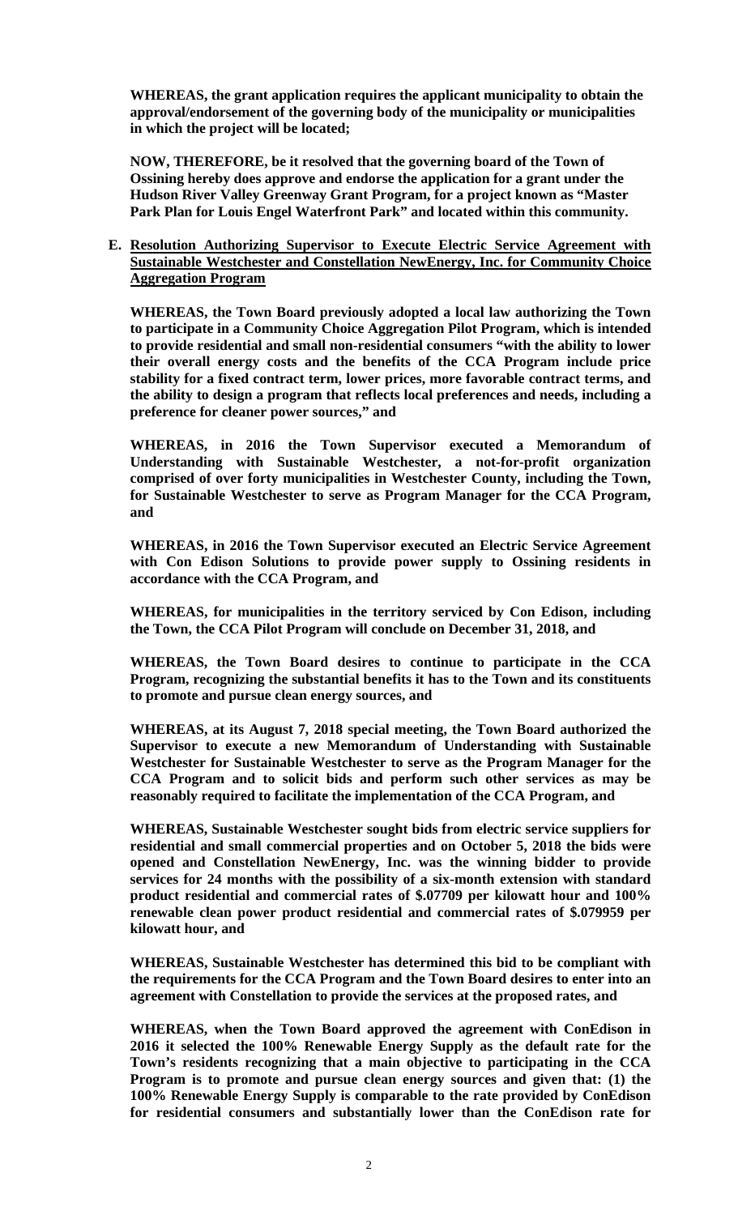**WHEREAS, the grant application requires the applicant municipality to obtain the approval/endorsement of the governing body of the municipality or municipalities in which the project will be located;**

**NOW, THEREFORE, be it resolved that the governing board of the Town of Ossining hereby does approve and endorse the application for a grant under the Hudson River Valley Greenway Grant Program, for a project known as "Master Park Plan for Louis Engel Waterfront Park" and located within this community.**

**E. <u>Resolution Authorizing Supervisor to Execute Electric Service Agreement with Sustainable Westchester and Constellation NewEnergy, Inc. for Community Choice Aggregation Program</u>**

**WHEREAS, the Town Board previously adopted a local law authorizing the Town to participate in a Community Choice Aggregation Pilot Program, which is intended to provide residential and small non-residential consumers "with the ability to lower their overall energy costs and the benefits of the CCA Program include price stability for a fixed contract term, lower prices, more favorable contract terms, and the ability to design a program that reflects local preferences and needs, including a preference for cleaner power sources," and**

**WHEREAS, in 2016 the Town Supervisor executed a Memorandum of Understanding with Sustainable Westchester, a not-for-profit organization comprised of over forty municipalities in Westchester County, including the Town, for Sustainable Westchester to serve as Program Manager for the CCA Program, and**

**WHEREAS, in 2016 the Town Supervisor executed an Electric Service Agreement with Con Edison Solutions to provide power supply to Ossining residents in accordance with the CCA Program, and**

**WHEREAS, for municipalities in the territory serviced by Con Edison, including the Town, the CCA Pilot Program will conclude on December 31, 2018, and**

**WHEREAS, the Town Board desires to continue to participate in the CCA Program, recognizing the substantial benefits it has to the Town and its constituents to promote and pursue clean energy sources, and**

**WHEREAS, at its August 7, 2018 special meeting, the Town Board authorized the Supervisor to execute a new Memorandum of Understanding with Sustainable Westchester for Sustainable Westchester to serve as the Program Manager for the CCA Program and to solicit bids and perform such other services as may be reasonably required to facilitate the implementation of the CCA Program, and**

**WHEREAS, Sustainable Westchester sought bids from electric service suppliers for residential and small commercial properties and on October 5, 2018 the bids were opened and Constellation NewEnergy, Inc. was the winning bidder to provide services for 24 months with the possibility of a six-month extension with standard product residential and commercial rates of $.07709 per kilowatt hour and 100% renewable clean power product residential and commercial rates of $.079959 per kilowatt hour, and**

**WHEREAS, Sustainable Westchester has determined this bid to be compliant with the requirements for the CCA Program and the Town Board desires to enter into an agreement with Constellation to provide the services at the proposed rates, and**

**WHEREAS, when the Town Board approved the agreement with ConEdison in 2016 it selected the 100% Renewable Energy Supply as the default rate for the Town's residents recognizing that a main objective to participating in the CCA Program is to promote and pursue clean energy sources and given that: (1) the 100% Renewable Energy Supply is comparable to the rate provided by ConEdison for residential consumers and substantially lower than the ConEdison rate for**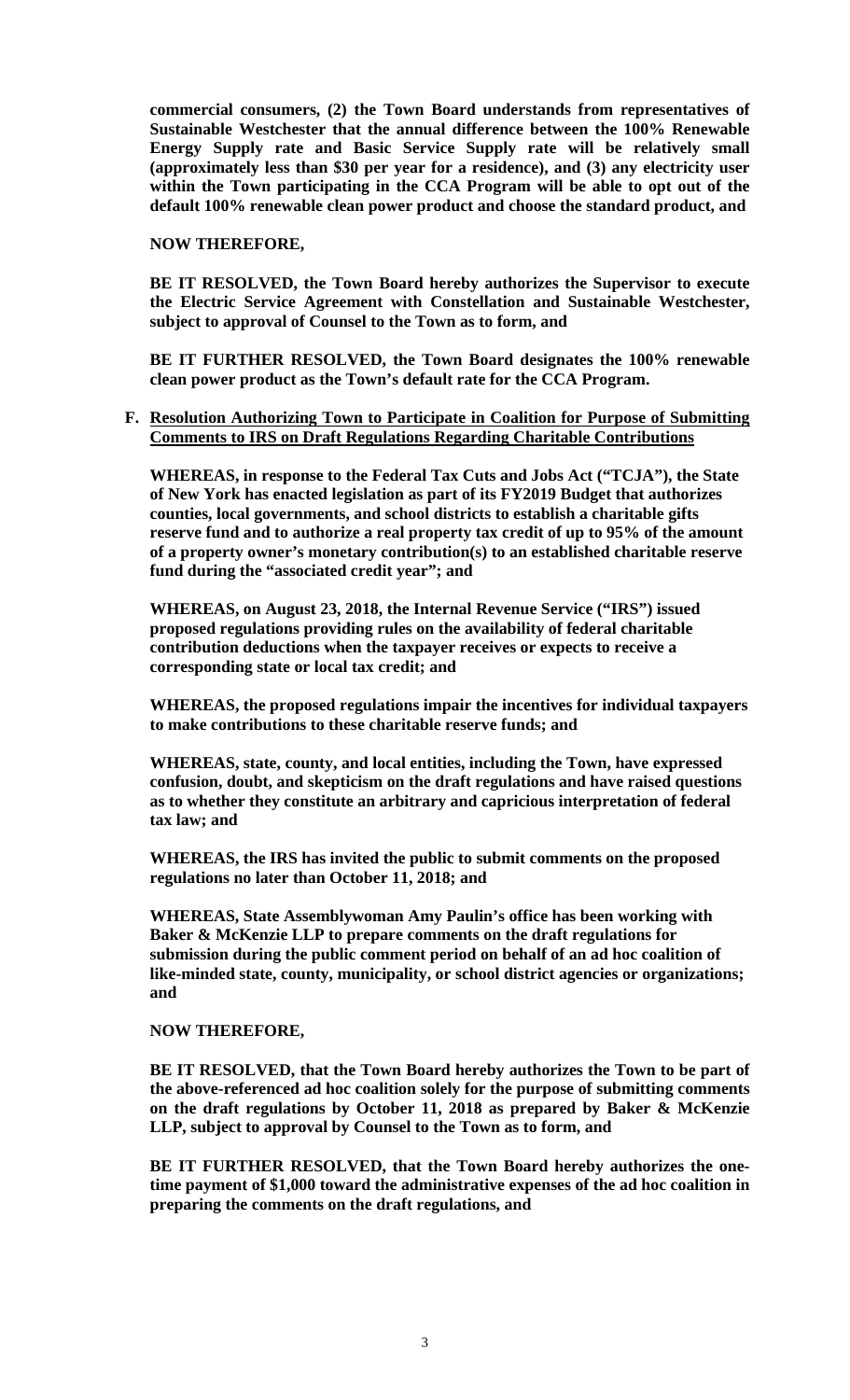**commercial consumers, (2) the Town Board understands from representatives of Sustainable Westchester that the annual difference between the 100% Renewable Energy Supply rate and Basic Service Supply rate will be relatively small (approximately less than $30 per year for a residence), and (3) any electricity user within the Town participating in the CCA Program will be able to opt out of the default 100% renewable clean power product and choose the standard product, and**

**NOW THEREFORE,**

**BE IT RESOLVED, the Town Board hereby authorizes the Supervisor to execute the Electric Service Agreement with Constellation and Sustainable Westchester, subject to approval of Counsel to the Town as to form, and**

**BE IT FURTHER RESOLVED, the Town Board designates the 100% renewable clean power product as the Town's default rate for the CCA Program.**

**F. <u>Resolution Authorizing Town to Participate in Coalition for Purpose of Submitting Comments to IRS on Draft Regulations Regarding Charitable Contributions</u>**

**WHEREAS, in response to the Federal Tax Cuts and Jobs Act ("TCJA"), the State of New York has enacted legislation as part of its FY2019 Budget that authorizes counties, local governments, and school districts to establish a charitable gifts reserve fund and to authorize a real property tax credit of up to 95% of the amount of a property owner's monetary contribution(s) to an established charitable reserve fund during the "associated credit year"; and**

**WHEREAS, on August 23, 2018, the Internal Revenue Service ("IRS") issued proposed regulations providing rules on the availability of federal charitable contribution deductions when the taxpayer receives or expects to receive a corresponding state or local tax credit; and**

**WHEREAS, the proposed regulations impair the incentives for individual taxpayers to make contributions to these charitable reserve funds; and**

**WHEREAS, state, county, and local entities, including the Town, have expressed confusion, doubt, and skepticism on the draft regulations and have raised questions as to whether they constitute an arbitrary and capricious interpretation of federal tax law; and**

**WHEREAS, the IRS has invited the public to submit comments on the proposed regulations no later than October 11, 2018; and**

**WHEREAS, State Assemblywoman Amy Paulin's office has been working with Baker & McKenzie LLP to prepare comments on the draft regulations for submission during the public comment period on behalf of an ad hoc coalition of like-minded state, county, municipality, or school district agencies or organizations; and**

**NOW THEREFORE,**

**BE IT RESOLVED, that the Town Board hereby authorizes the Town to be part of the above-referenced ad hoc coalition solely for the purpose of submitting comments on the draft regulations by October 11, 2018 as prepared by Baker & McKenzie LLP, subject to approval by Counsel to the Town as to form, and**

**BE IT FURTHER RESOLVED, that the Town Board hereby authorizes the one-time payment of $1,000 toward the administrative expenses of the ad hoc coalition in preparing the comments on the draft regulations, and**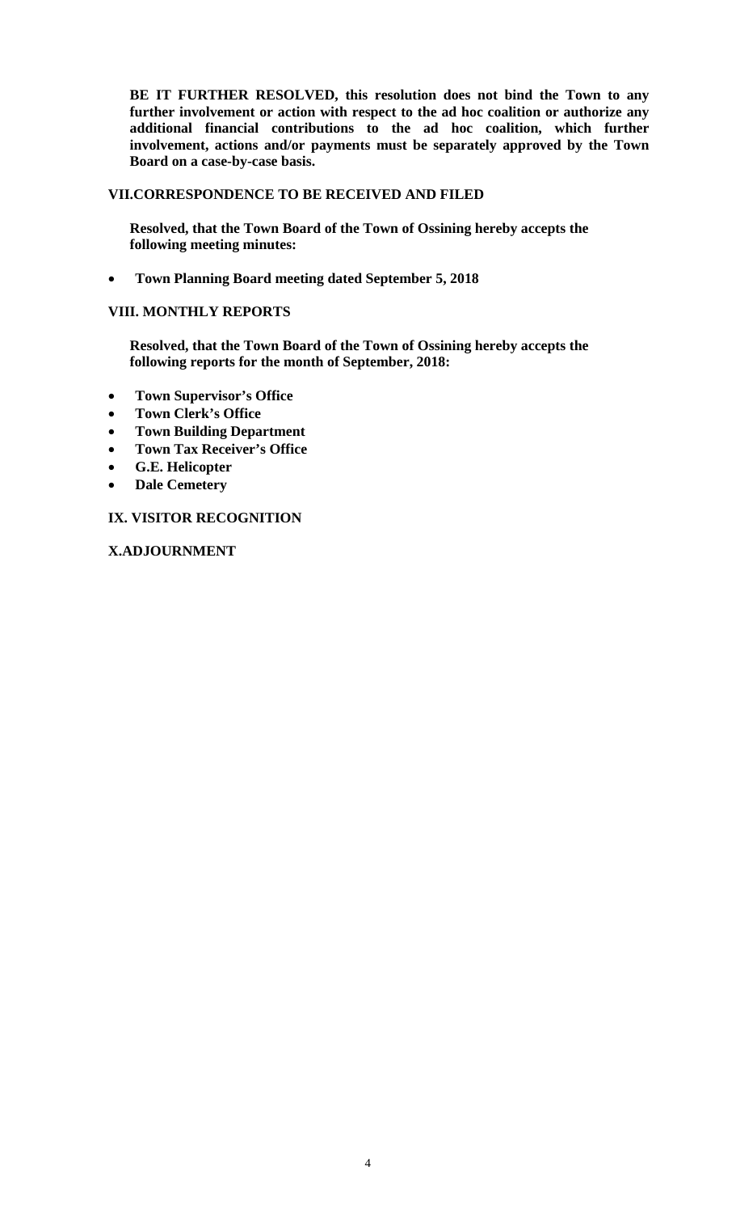**BE IT FURTHER RESOLVED, this resolution does not bind the Town to any further involvement or action with respect to the ad hoc coalition or authorize any additional financial contributions to the ad hoc coalition, which further involvement, actions and/or payments must be separately approved by the Town Board on a case-by-case basis.**

## VII.CORRESPONDENCE TO BE RECEIVED AND FILED

**Resolved, that the Town Board of the Town of Ossining hereby accepts the following meeting minutes:**

- **Town Planning Board meeting dated September 5, 2018**

## VIII. MONTHLY REPORTS

**Resolved, that the Town Board of the Town of Ossining hereby accepts the following reports for the month of September, 2018:**

- **Town Supervisor's Office**
- **Town Clerk's Office**
- **Town Building Department**
- **Town Tax Receiver's Office**
- **G.E. Helicopter**
- **Dale Cemetery**

## IX. VISITOR RECOGNITION

## X.ADJOURNMENT